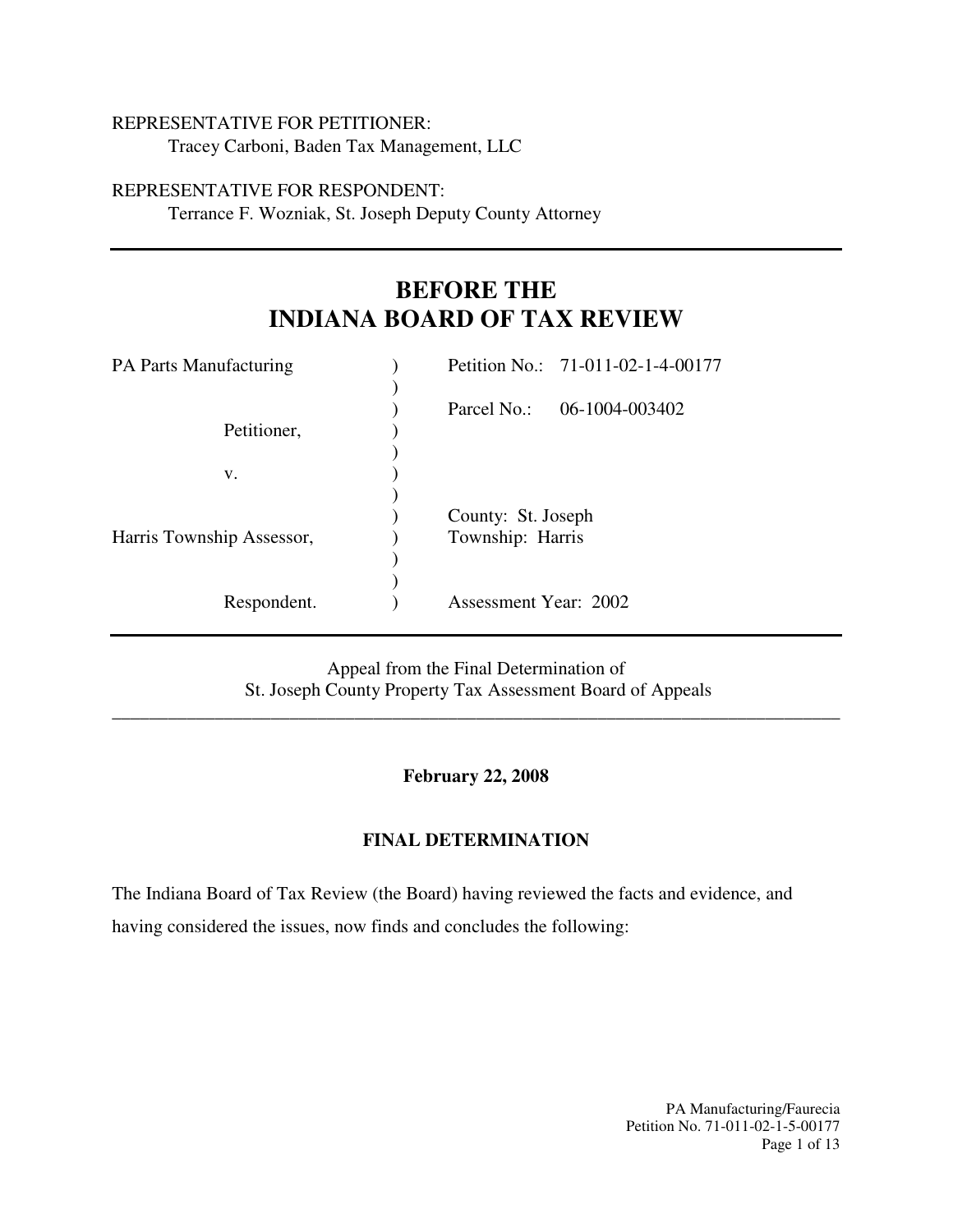REPRESENTATIVE FOR PETITIONER:
Tracey Carboni, Baden Tax Management, LLC

REPRESENTATIVE FOR RESPONDENT:
Terrance F. Wozniak, St. Joseph Deputy County Attorney

---

# BEFORE THE INDIANA BOARD OF TAX REVIEW

| | | |
|---|---|---|
| PA Parts Manufacturing | ) | Petition No.: 71-011-02-1-4-00177 |
| | ) | |
| | ) | Parcel No.: 06-1004-003402 |
| Petitioner, | ) | |
| | ) | |
| v. | ) | |
| | ) | |
| | ) | County: St. Joseph |
| Harris Township Assessor, | ) | Township: Harris |
| | ) | |
| | ) | |
| Respondent. | ) | Assessment Year: 2002 |

---

Appeal from the Final Determination of
St. Joseph County Property Tax Assessment Board of Appeals

---

**February 22, 2008**

## FINAL DETERMINATION

The Indiana Board of Tax Review (the Board) having reviewed the facts and evidence, and having considered the issues, now finds and concludes the following: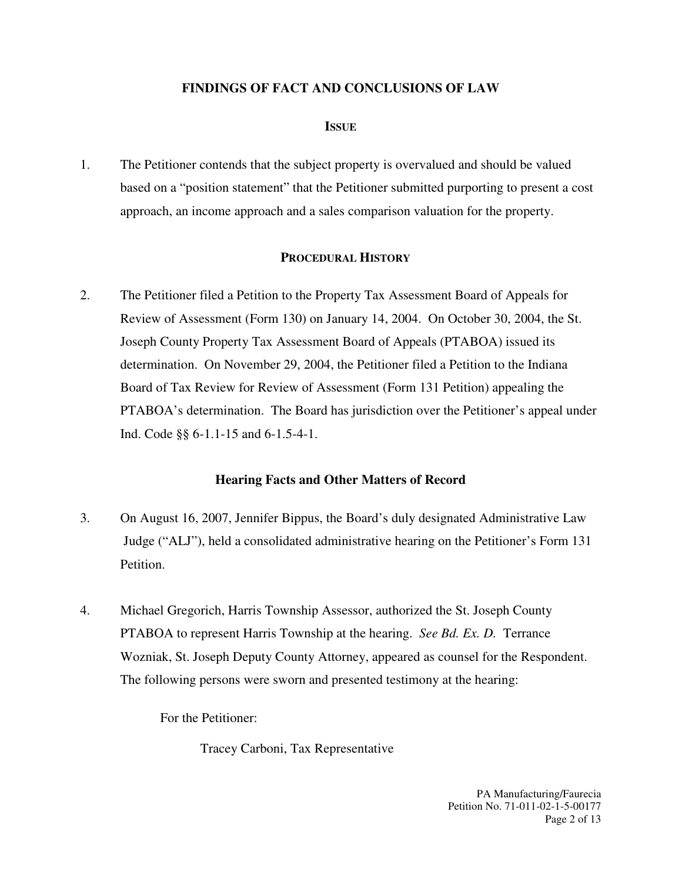## FINDINGS OF FACT AND CONCLUSIONS OF LAW

### ISSUE

1. The Petitioner contends that the subject property is overvalued and should be valued based on a "position statement" that the Petitioner submitted purporting to present a cost approach, an income approach and a sales comparison valuation for the property.

### PROCEDURAL HISTORY

2. The Petitioner filed a Petition to the Property Tax Assessment Board of Appeals for Review of Assessment (Form 130) on January 14, 2004. On October 30, 2004, the St. Joseph County Property Tax Assessment Board of Appeals (PTABOA) issued its determination. On November 29, 2004, the Petitioner filed a Petition to the Indiana Board of Tax Review for Review of Assessment (Form 131 Petition) appealing the PTABOA's determination. The Board has jurisdiction over the Petitioner's appeal under Ind. Code §§ 6-1.1-15 and 6-1.5-4-1.

### Hearing Facts and Other Matters of Record

3. On August 16, 2007, Jennifer Bippus, the Board's duly designated Administrative Law Judge ("ALJ"), held a consolidated administrative hearing on the Petitioner's Form 131 Petition.

4. Michael Gregorich, Harris Township Assessor, authorized the St. Joseph County PTABOA to represent Harris Township at the hearing. *See Bd. Ex. D.* Terrance Wozniak, St. Joseph Deputy County Attorney, appeared as counsel for the Respondent. The following persons were sworn and presented testimony at the hearing:

   For the Petitioner:

   Tracey Carboni, Tax Representative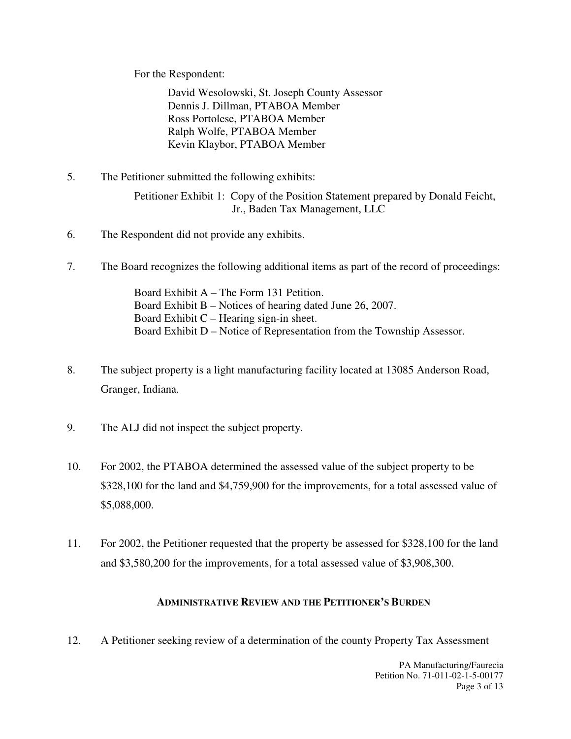For the Respondent:

David Wesolowski, St. Joseph County Assessor
Dennis J. Dillman, PTABOA Member
Ross Portolese, PTABOA Member
Ralph Wolfe, PTABOA Member
Kevin Klaybor, PTABOA Member

5. The Petitioner submitted the following exhibits:

   Petitioner Exhibit 1: Copy of the Position Statement prepared by Donald Feicht, Jr., Baden Tax Management, LLC

6. The Respondent did not provide any exhibits.

7. The Board recognizes the following additional items as part of the record of proceedings:

   Board Exhibit A – The Form 131 Petition.
   Board Exhibit B – Notices of hearing dated June 26, 2007.
   Board Exhibit C – Hearing sign-in sheet.
   Board Exhibit D – Notice of Representation from the Township Assessor.

8. The subject property is a light manufacturing facility located at 13085 Anderson Road, Granger, Indiana.

9. The ALJ did not inspect the subject property.

10. For 2002, the PTABOA determined the assessed value of the subject property to be $328,100 for the land and $4,759,900 for the improvements, for a total assessed value of $5,088,000.

11. For 2002, the Petitioner requested that the property be assessed for $328,100 for the land and $3,580,200 for the improvements, for a total assessed value of $3,908,300.

## ADMINISTRATIVE REVIEW AND THE PETITIONER'S BURDEN

12. A Petitioner seeking review of a determination of the county Property Tax Assessment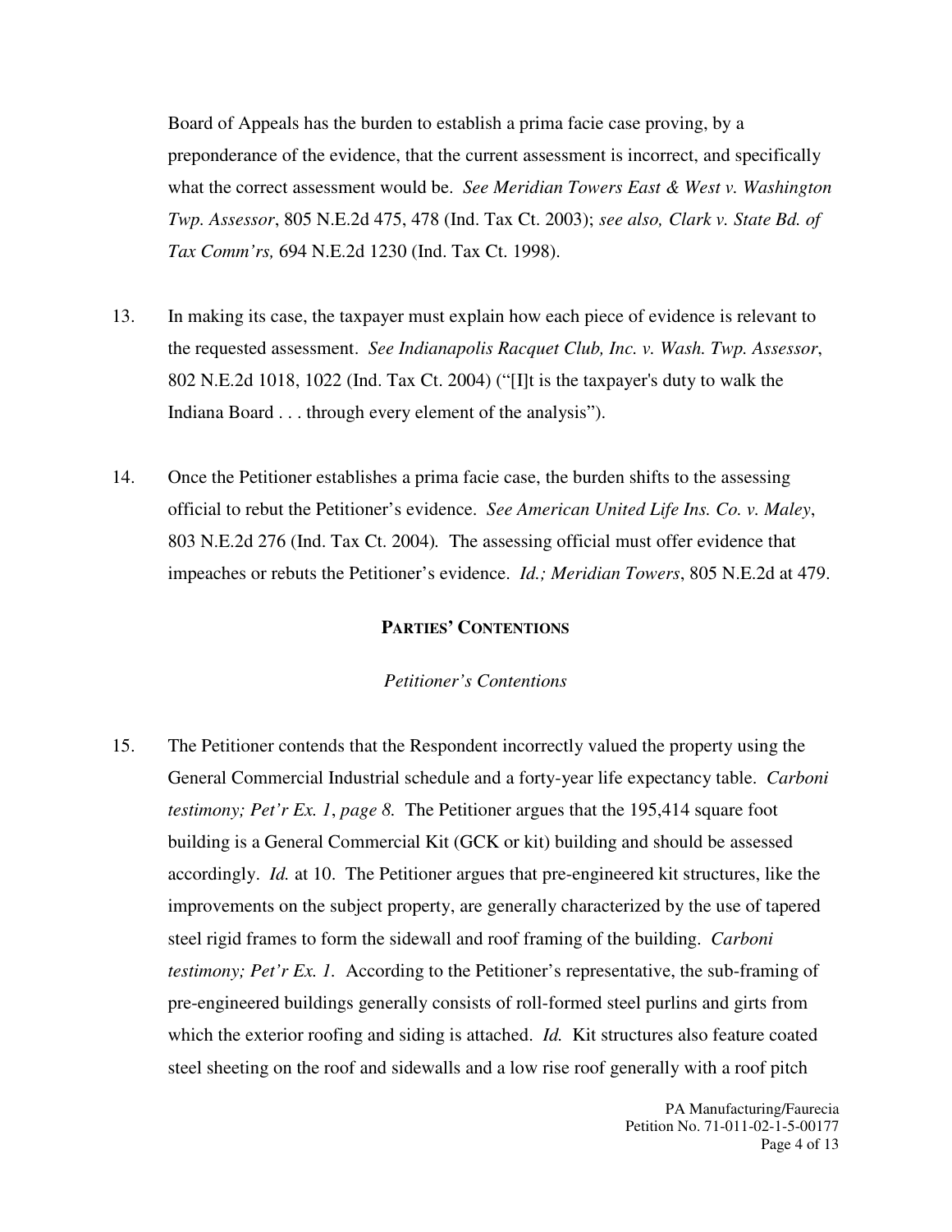Board of Appeals has the burden to establish a prima facie case proving, by a preponderance of the evidence, that the current assessment is incorrect, and specifically what the correct assessment would be. *See Meridian Towers East & West v. Washington Twp. Assessor*, 805 N.E.2d 475, 478 (Ind. Tax Ct. 2003); *see also, Clark v. State Bd. of Tax Comm'rs,* 694 N.E.2d 1230 (Ind. Tax Ct. 1998).

13. In making its case, the taxpayer must explain how each piece of evidence is relevant to the requested assessment. *See Indianapolis Racquet Club, Inc. v. Wash. Twp. Assessor*, 802 N.E.2d 1018, 1022 (Ind. Tax Ct. 2004) ("[I]t is the taxpayer's duty to walk the Indiana Board . . . through every element of the analysis").

14. Once the Petitioner establishes a prima facie case, the burden shifts to the assessing official to rebut the Petitioner's evidence. *See American United Life Ins. Co. v. Maley*, 803 N.E.2d 276 (Ind. Tax Ct. 2004). The assessing official must offer evidence that impeaches or rebuts the Petitioner's evidence. *Id.; Meridian Towers*, 805 N.E.2d at 479.

## PARTIES' CONTENTIONS

### *Petitioner's Contentions*

15. The Petitioner contends that the Respondent incorrectly valued the property using the General Commercial Industrial schedule and a forty-year life expectancy table. *Carboni testimony; Pet'r Ex. 1, page 8.* The Petitioner argues that the 195,414 square foot building is a General Commercial Kit (GCK or kit) building and should be assessed accordingly. *Id.* at 10. The Petitioner argues that pre-engineered kit structures, like the improvements on the subject property, are generally characterized by the use of tapered steel rigid frames to form the sidewall and roof framing of the building. *Carboni testimony; Pet'r Ex. 1.* According to the Petitioner's representative, the sub-framing of pre-engineered buildings generally consists of roll-formed steel purlins and girts from which the exterior roofing and siding is attached. *Id.* Kit structures also feature coated steel sheeting on the roof and sidewalls and a low rise roof generally with a roof pitch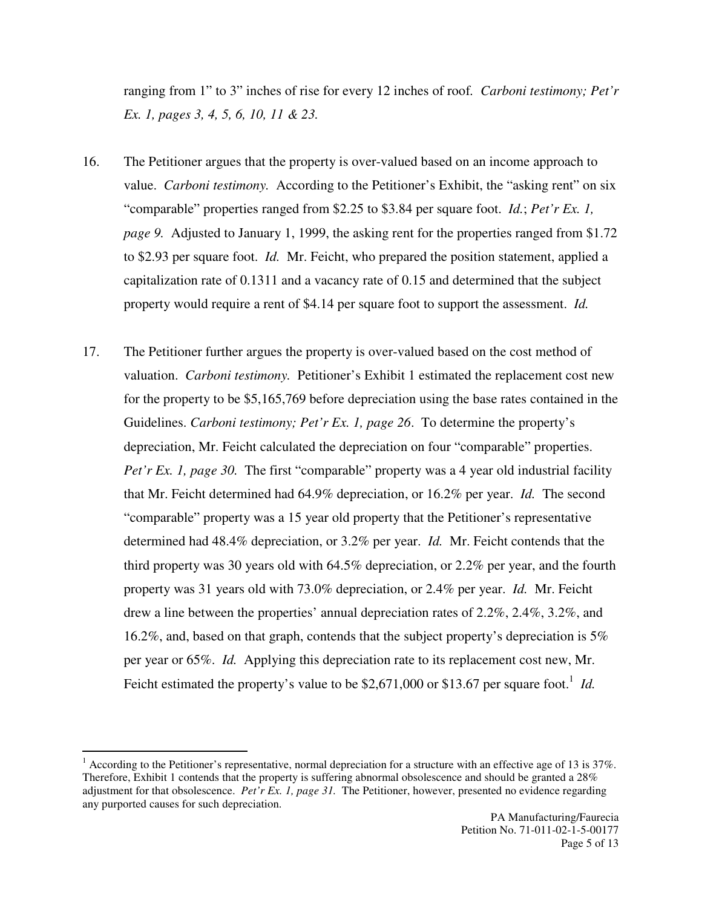ranging from 1" to 3" inches of rise for every 12 inches of roof. *Carboni testimony; Pet'r Ex. 1, pages 3, 4, 5, 6, 10, 11 & 23.*

16. The Petitioner argues that the property is over-valued based on an income approach to value. *Carboni testimony.* According to the Petitioner's Exhibit, the "asking rent" on six "comparable" properties ranged from $2.25 to $3.84 per square foot. *Id.*; *Pet'r Ex. 1, page 9.* Adjusted to January 1, 1999, the asking rent for the properties ranged from $1.72 to $2.93 per square foot. *Id.* Mr. Feicht, who prepared the position statement, applied a capitalization rate of 0.1311 and a vacancy rate of 0.15 and determined that the subject property would require a rent of $4.14 per square foot to support the assessment. *Id.*

17. The Petitioner further argues the property is over-valued based on the cost method of valuation. *Carboni testimony.* Petitioner's Exhibit 1 estimated the replacement cost new for the property to be $5,165,769 before depreciation using the base rates contained in the Guidelines. *Carboni testimony; Pet'r Ex. 1, page 26*. To determine the property's depreciation, Mr. Feicht calculated the depreciation on four "comparable" properties. *Pet'r Ex. 1, page 30.* The first "comparable" property was a 4 year old industrial facility that Mr. Feicht determined had 64.9% depreciation, or 16.2% per year. *Id.* The second "comparable" property was a 15 year old property that the Petitioner's representative determined had 48.4% depreciation, or 3.2% per year. *Id.* Mr. Feicht contends that the third property was 30 years old with 64.5% depreciation, or 2.2% per year, and the fourth property was 31 years old with 73.0% depreciation, or 2.4% per year. *Id.* Mr. Feicht drew a line between the properties' annual depreciation rates of 2.2%, 2.4%, 3.2%, and 16.2%, and, based on that graph, contends that the subject property's depreciation is 5% per year or 65%. *Id.* Applying this depreciation rate to its replacement cost new, Mr. Feicht estimated the property's value to be $2,671,000 or $13.67 per square foot.[1] *Id.*

[1] According to the Petitioner's representative, normal depreciation for a structure with an effective age of 13 is 37%. Therefore, Exhibit 1 contends that the property is suffering abnormal obsolescence and should be granted a 28% adjustment for that obsolescence. *Pet'r Ex. 1, page 31.* The Petitioner, however, presented no evidence regarding any purported causes for such depreciation.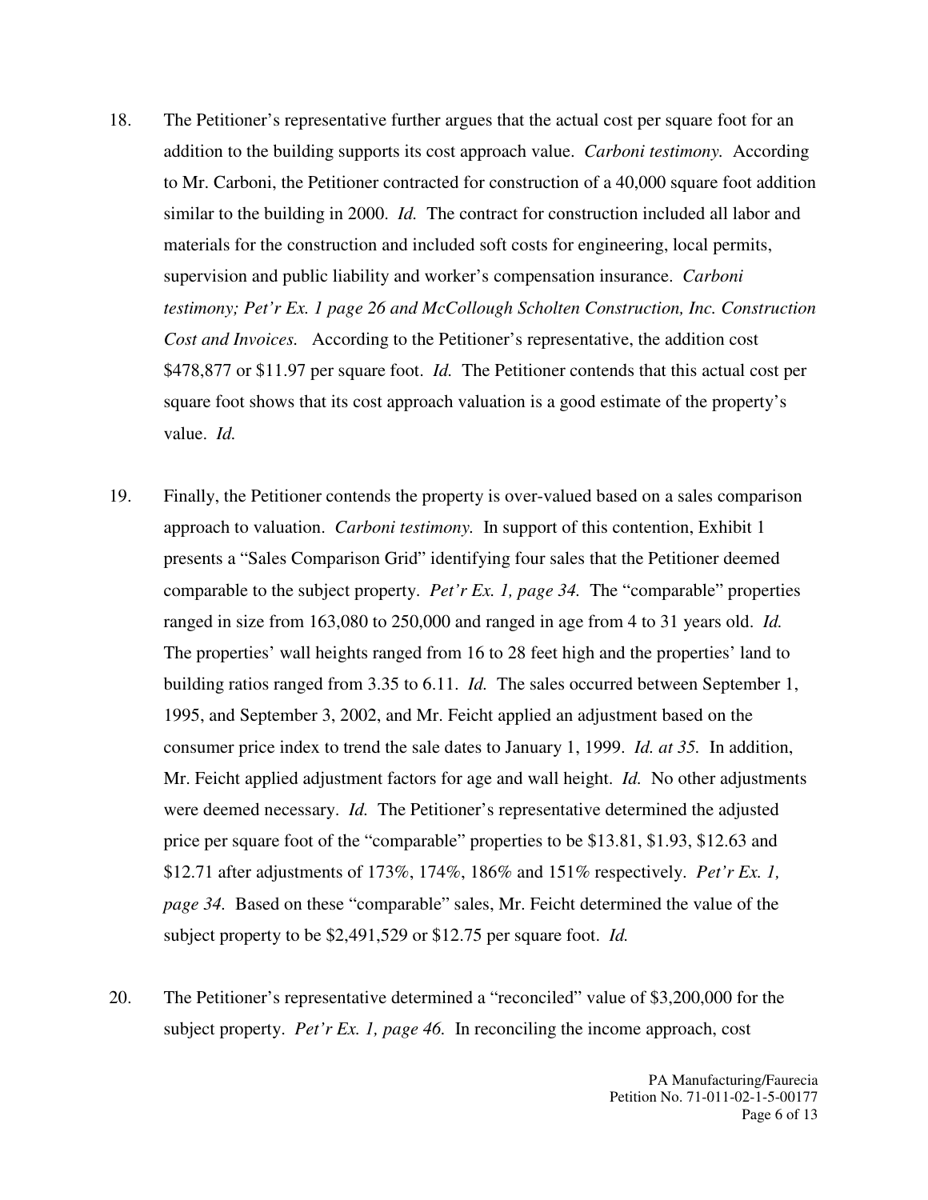18. The Petitioner's representative further argues that the actual cost per square foot for an addition to the building supports its cost approach value. *Carboni testimony.* According to Mr. Carboni, the Petitioner contracted for construction of a 40,000 square foot addition similar to the building in 2000. *Id.* The contract for construction included all labor and materials for the construction and included soft costs for engineering, local permits, supervision and public liability and worker's compensation insurance. *Carboni testimony; Pet'r Ex. 1 page 26 and McCollough Scholten Construction, Inc. Construction Cost and Invoices.* According to the Petitioner's representative, the addition cost $478,877 or $11.97 per square foot. *Id.* The Petitioner contends that this actual cost per square foot shows that its cost approach valuation is a good estimate of the property's value. *Id.*

19. Finally, the Petitioner contends the property is over-valued based on a sales comparison approach to valuation. *Carboni testimony.* In support of this contention, Exhibit 1 presents a "Sales Comparison Grid" identifying four sales that the Petitioner deemed comparable to the subject property. *Pet'r Ex. 1, page 34.* The "comparable" properties ranged in size from 163,080 to 250,000 and ranged in age from 4 to 31 years old. *Id.* The properties' wall heights ranged from 16 to 28 feet high and the properties' land to building ratios ranged from 3.35 to 6.11. *Id.* The sales occurred between September 1, 1995, and September 3, 2002, and Mr. Feicht applied an adjustment based on the consumer price index to trend the sale dates to January 1, 1999. *Id. at 35.* In addition, Mr. Feicht applied adjustment factors for age and wall height. *Id.* No other adjustments were deemed necessary. *Id.* The Petitioner's representative determined the adjusted price per square foot of the "comparable" properties to be $13.81, $1.93, $12.63 and $12.71 after adjustments of 173%, 174%, 186% and 151% respectively. *Pet'r Ex. 1, page 34.* Based on these "comparable" sales, Mr. Feicht determined the value of the subject property to be $2,491,529 or $12.75 per square foot. *Id.*

20. The Petitioner's representative determined a "reconciled" value of $3,200,000 for the subject property. *Pet'r Ex. 1, page 46.* In reconciling the income approach, cost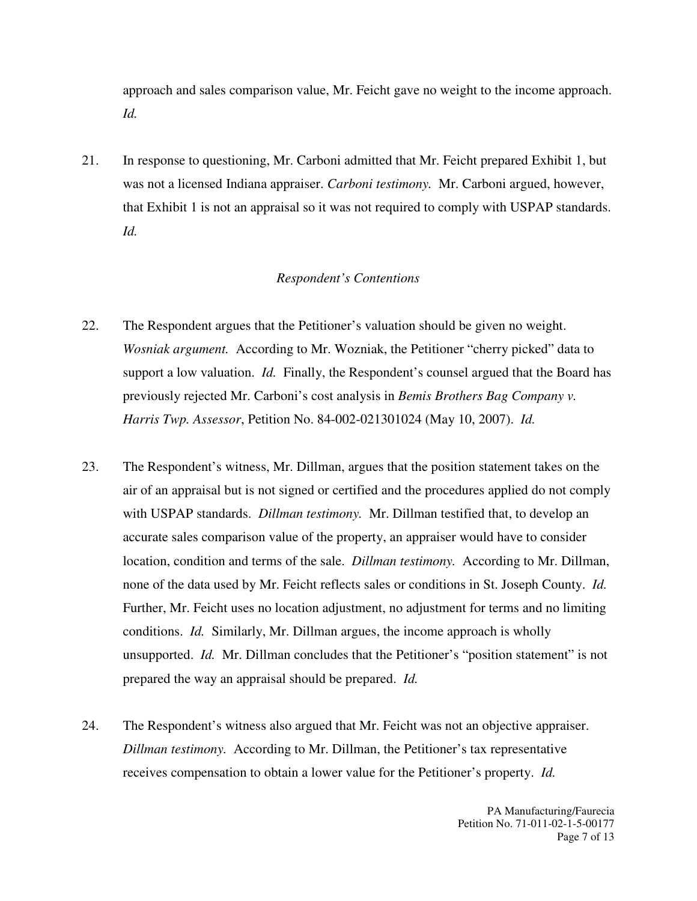approach and sales comparison value, Mr. Feicht gave no weight to the income approach. *Id.*

21. In response to questioning, Mr. Carboni admitted that Mr. Feicht prepared Exhibit 1, but was not a licensed Indiana appraiser. *Carboni testimony.* Mr. Carboni argued, however, that Exhibit 1 is not an appraisal so it was not required to comply with USPAP standards. *Id.*

*Respondent's Contentions*

22. The Respondent argues that the Petitioner's valuation should be given no weight. *Wosniak argument.* According to Mr. Wozniak, the Petitioner "cherry picked" data to support a low valuation. *Id.* Finally, the Respondent's counsel argued that the Board has previously rejected Mr. Carboni's cost analysis in *Bemis Brothers Bag Company v. Harris Twp. Assessor*, Petition No. 84-002-021301024 (May 10, 2007). *Id.*

23. The Respondent's witness, Mr. Dillman, argues that the position statement takes on the air of an appraisal but is not signed or certified and the procedures applied do not comply with USPAP standards. *Dillman testimony.* Mr. Dillman testified that, to develop an accurate sales comparison value of the property, an appraiser would have to consider location, condition and terms of the sale. *Dillman testimony.* According to Mr. Dillman, none of the data used by Mr. Feicht reflects sales or conditions in St. Joseph County. *Id.* Further, Mr. Feicht uses no location adjustment, no adjustment for terms and no limiting conditions. *Id.* Similarly, Mr. Dillman argues, the income approach is wholly unsupported. *Id.* Mr. Dillman concludes that the Petitioner's "position statement" is not prepared the way an appraisal should be prepared. *Id.*

24. The Respondent's witness also argued that Mr. Feicht was not an objective appraiser. *Dillman testimony.* According to Mr. Dillman, the Petitioner's tax representative receives compensation to obtain a lower value for the Petitioner's property. *Id.*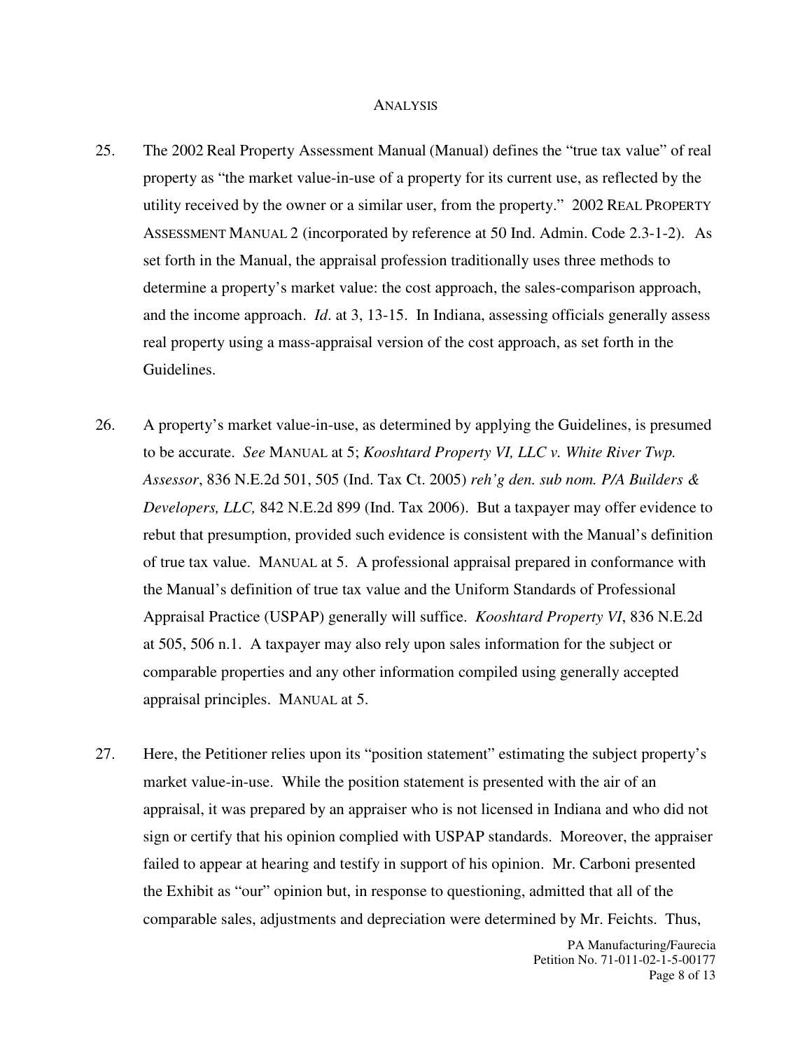## ANALYSIS

25. The 2002 Real Property Assessment Manual (Manual) defines the "true tax value" of real property as "the market value-in-use of a property for its current use, as reflected by the utility received by the owner or a similar user, from the property." 2002 REAL PROPERTY ASSESSMENT MANUAL 2 (incorporated by reference at 50 Ind. Admin. Code 2.3-1-2). As set forth in the Manual, the appraisal profession traditionally uses three methods to determine a property's market value: the cost approach, the sales-comparison approach, and the income approach. *Id*. at 3, 13-15. In Indiana, assessing officials generally assess real property using a mass-appraisal version of the cost approach, as set forth in the Guidelines.

26. A property's market value-in-use, as determined by applying the Guidelines, is presumed to be accurate. *See* MANUAL at 5; *Kooshtard Property VI, LLC v. White River Twp. Assessor*, 836 N.E.2d 501, 505 (Ind. Tax Ct. 2005) *reh'g den. sub nom. P/A Builders & Developers, LLC,* 842 N.E.2d 899 (Ind. Tax 2006). But a taxpayer may offer evidence to rebut that presumption, provided such evidence is consistent with the Manual's definition of true tax value. MANUAL at 5. A professional appraisal prepared in conformance with the Manual's definition of true tax value and the Uniform Standards of Professional Appraisal Practice (USPAP) generally will suffice. *Kooshtard Property VI*, 836 N.E.2d at 505, 506 n.1. A taxpayer may also rely upon sales information for the subject or comparable properties and any other information compiled using generally accepted appraisal principles. MANUAL at 5.

27. Here, the Petitioner relies upon its "position statement" estimating the subject property's market value-in-use. While the position statement is presented with the air of an appraisal, it was prepared by an appraiser who is not licensed in Indiana and who did not sign or certify that his opinion complied with USPAP standards. Moreover, the appraiser failed to appear at hearing and testify in support of his opinion. Mr. Carboni presented the Exhibit as "our" opinion but, in response to questioning, admitted that all of the comparable sales, adjustments and depreciation were determined by Mr. Feichts. Thus,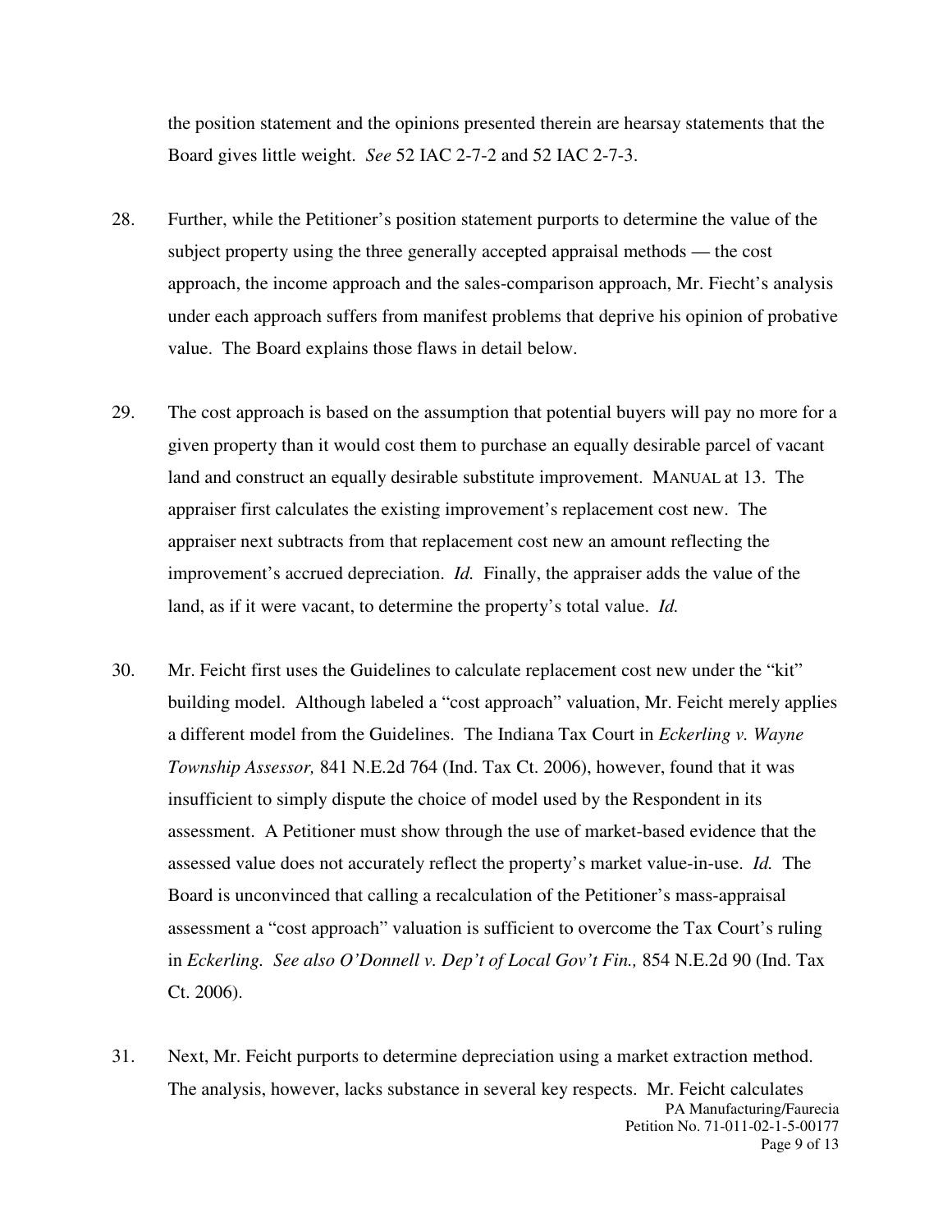the position statement and the opinions presented therein are hearsay statements that the Board gives little weight. *See* 52 IAC 2-7-2 and 52 IAC 2-7-3.

28. Further, while the Petitioner's position statement purports to determine the value of the subject property using the three generally accepted appraisal methods — the cost approach, the income approach and the sales-comparison approach, Mr. Fiecht's analysis under each approach suffers from manifest problems that deprive his opinion of probative value. The Board explains those flaws in detail below.

29. The cost approach is based on the assumption that potential buyers will pay no more for a given property than it would cost them to purchase an equally desirable parcel of vacant land and construct an equally desirable substitute improvement. MANUAL at 13. The appraiser first calculates the existing improvement's replacement cost new. The appraiser next subtracts from that replacement cost new an amount reflecting the improvement's accrued depreciation. *Id.* Finally, the appraiser adds the value of the land, as if it were vacant, to determine the property's total value. *Id.*

30. Mr. Feicht first uses the Guidelines to calculate replacement cost new under the "kit" building model. Although labeled a "cost approach" valuation, Mr. Feicht merely applies a different model from the Guidelines. The Indiana Tax Court in *Eckerling v. Wayne Township Assessor,* 841 N.E.2d 764 (Ind. Tax Ct. 2006), however, found that it was insufficient to simply dispute the choice of model used by the Respondent in its assessment. A Petitioner must show through the use of market-based evidence that the assessed value does not accurately reflect the property's market value-in-use. *Id.* The Board is unconvinced that calling a recalculation of the Petitioner's mass-appraisal assessment a "cost approach" valuation is sufficient to overcome the Tax Court's ruling in *Eckerling. See also O'Donnell v. Dep't of Local Gov't Fin.,* 854 N.E.2d 90 (Ind. Tax Ct. 2006).

31. Next, Mr. Feicht purports to determine depreciation using a market extraction method. The analysis, however, lacks substance in several key respects. Mr. Feicht calculates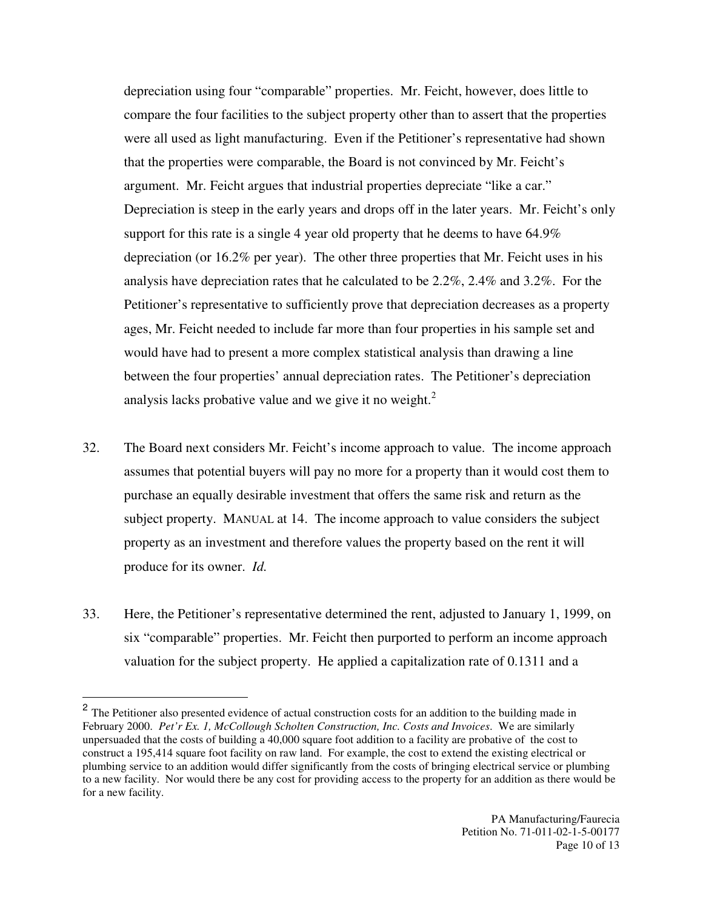depreciation using four "comparable" properties. Mr. Feicht, however, does little to compare the four facilities to the subject property other than to assert that the properties were all used as light manufacturing. Even if the Petitioner's representative had shown that the properties were comparable, the Board is not convinced by Mr. Feicht's argument. Mr. Feicht argues that industrial properties depreciate "like a car." Depreciation is steep in the early years and drops off in the later years. Mr. Feicht's only support for this rate is a single 4 year old property that he deems to have 64.9% depreciation (or 16.2% per year). The other three properties that Mr. Feicht uses in his analysis have depreciation rates that he calculated to be 2.2%, 2.4% and 3.2%. For the Petitioner's representative to sufficiently prove that depreciation decreases as a property ages, Mr. Feicht needed to include far more than four properties in his sample set and would have had to present a more complex statistical analysis than drawing a line between the four properties' annual depreciation rates. The Petitioner's depreciation analysis lacks probative value and we give it no weight.[2]

32. The Board next considers Mr. Feicht's income approach to value. The income approach assumes that potential buyers will pay no more for a property than it would cost them to purchase an equally desirable investment that offers the same risk and return as the subject property. MANUAL at 14. The income approach to value considers the subject property as an investment and therefore values the property based on the rent it will produce for its owner. *Id.*

33. Here, the Petitioner's representative determined the rent, adjusted to January 1, 1999, on six "comparable" properties. Mr. Feicht then purported to perform an income approach valuation for the subject property. He applied a capitalization rate of 0.1311 and a

---

[2] The Petitioner also presented evidence of actual construction costs for an addition to the building made in February 2000. *Pet'r Ex. 1, McCollough Scholten Construction, Inc. Costs and Invoices*. We are similarly unpersuaded that the costs of building a 40,000 square foot addition to a facility are probative of the cost to construct a 195,414 square foot facility on raw land. For example, the cost to extend the existing electrical or plumbing service to an addition would differ significantly from the costs of bringing electrical service or plumbing to a new facility. Nor would there be any cost for providing access to the property for an addition as there would be for a new facility.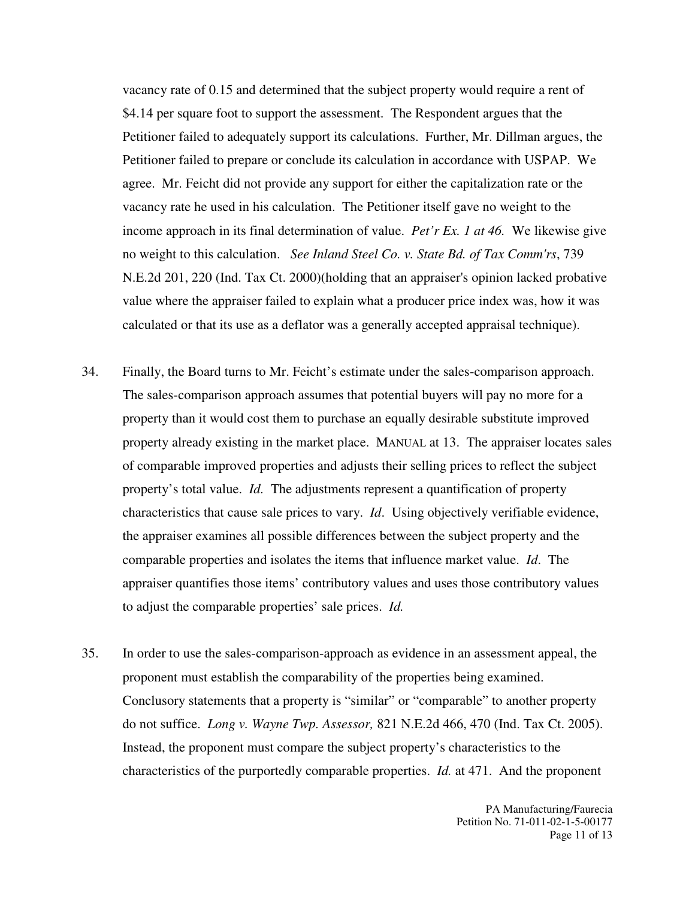vacancy rate of 0.15 and determined that the subject property would require a rent of $4.14 per square foot to support the assessment. The Respondent argues that the Petitioner failed to adequately support its calculations. Further, Mr. Dillman argues, the Petitioner failed to prepare or conclude its calculation in accordance with USPAP. We agree. Mr. Feicht did not provide any support for either the capitalization rate or the vacancy rate he used in his calculation. The Petitioner itself gave no weight to the income approach in its final determination of value. *Pet'r Ex. 1 at 46.* We likewise give no weight to this calculation. *See Inland Steel Co. v. State Bd. of Tax Comm'rs*, 739 N.E.2d 201, 220 (Ind. Tax Ct. 2000)(holding that an appraiser's opinion lacked probative value where the appraiser failed to explain what a producer price index was, how it was calculated or that its use as a deflator was a generally accepted appraisal technique).

34. Finally, the Board turns to Mr. Feicht's estimate under the sales-comparison approach. The sales-comparison approach assumes that potential buyers will pay no more for a property than it would cost them to purchase an equally desirable substitute improved property already existing in the market place. MANUAL at 13. The appraiser locates sales of comparable improved properties and adjusts their selling prices to reflect the subject property's total value. *Id.* The adjustments represent a quantification of property characteristics that cause sale prices to vary. *Id*. Using objectively verifiable evidence, the appraiser examines all possible differences between the subject property and the comparable properties and isolates the items that influence market value. *Id*. The appraiser quantifies those items' contributory values and uses those contributory values to adjust the comparable properties' sale prices. *Id.*

35. In order to use the sales-comparison-approach as evidence in an assessment appeal, the proponent must establish the comparability of the properties being examined. Conclusory statements that a property is "similar" or "comparable" to another property do not suffice. *Long v. Wayne Twp. Assessor,* 821 N.E.2d 466, 470 (Ind. Tax Ct. 2005). Instead, the proponent must compare the subject property's characteristics to the characteristics of the purportedly comparable properties. *Id.* at 471. And the proponent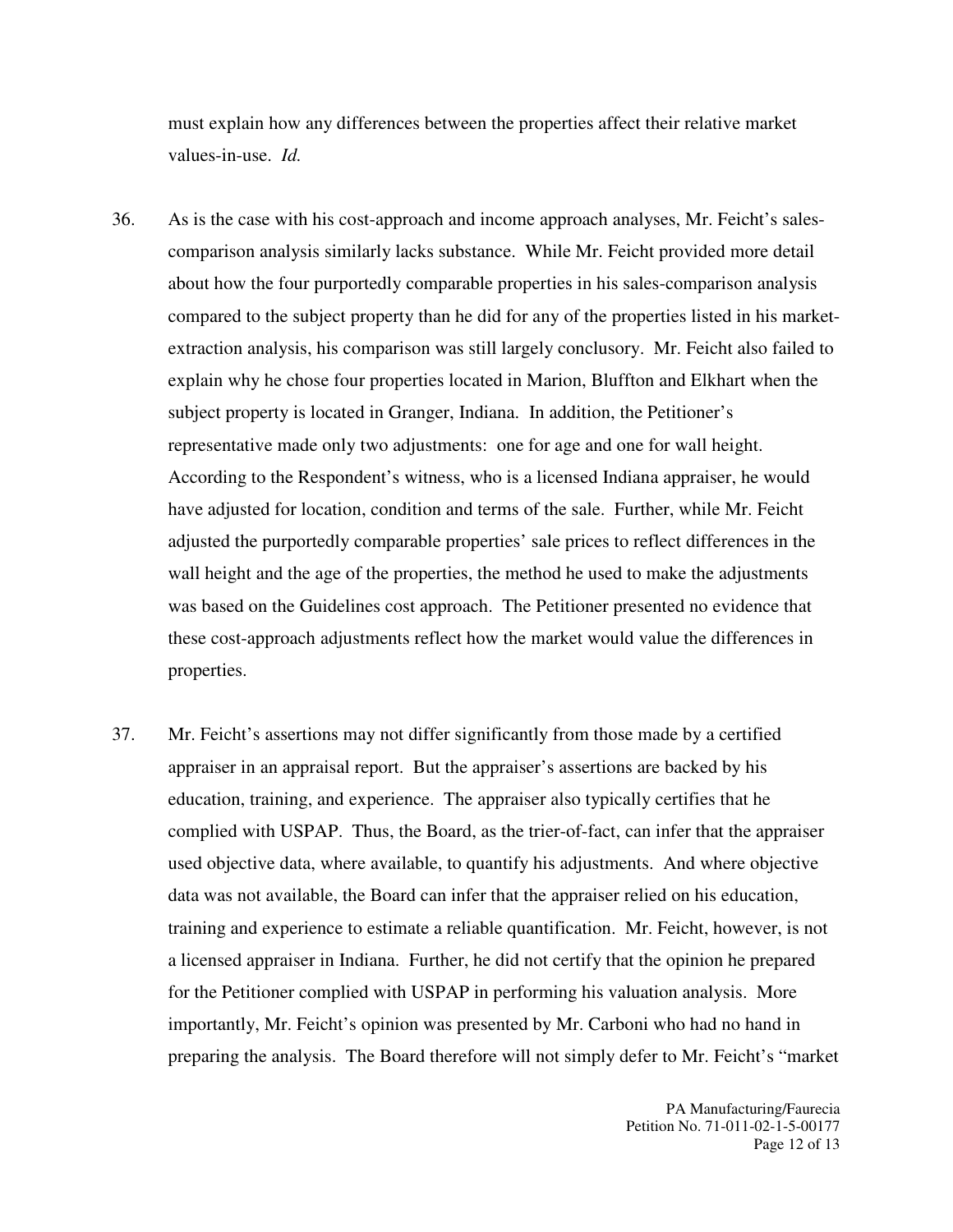must explain how any differences between the properties affect their relative market values-in-use. *Id.*

36. As is the case with his cost-approach and income approach analyses, Mr. Feicht's sales-comparison analysis similarly lacks substance. While Mr. Feicht provided more detail about how the four purportedly comparable properties in his sales-comparison analysis compared to the subject property than he did for any of the properties listed in his market-extraction analysis, his comparison was still largely conclusory. Mr. Feicht also failed to explain why he chose four properties located in Marion, Bluffton and Elkhart when the subject property is located in Granger, Indiana. In addition, the Petitioner's representative made only two adjustments: one for age and one for wall height. According to the Respondent's witness, who is a licensed Indiana appraiser, he would have adjusted for location, condition and terms of the sale. Further, while Mr. Feicht adjusted the purportedly comparable properties' sale prices to reflect differences in the wall height and the age of the properties, the method he used to make the adjustments was based on the Guidelines cost approach. The Petitioner presented no evidence that these cost-approach adjustments reflect how the market would value the differences in properties.

37. Mr. Feicht's assertions may not differ significantly from those made by a certified appraiser in an appraisal report. But the appraiser's assertions are backed by his education, training, and experience. The appraiser also typically certifies that he complied with USPAP. Thus, the Board, as the trier-of-fact, can infer that the appraiser used objective data, where available, to quantify his adjustments. And where objective data was not available, the Board can infer that the appraiser relied on his education, training and experience to estimate a reliable quantification. Mr. Feicht, however, is not a licensed appraiser in Indiana. Further, he did not certify that the opinion he prepared for the Petitioner complied with USPAP in performing his valuation analysis. More importantly, Mr. Feicht's opinion was presented by Mr. Carboni who had no hand in preparing the analysis. The Board therefore will not simply defer to Mr. Feicht's "market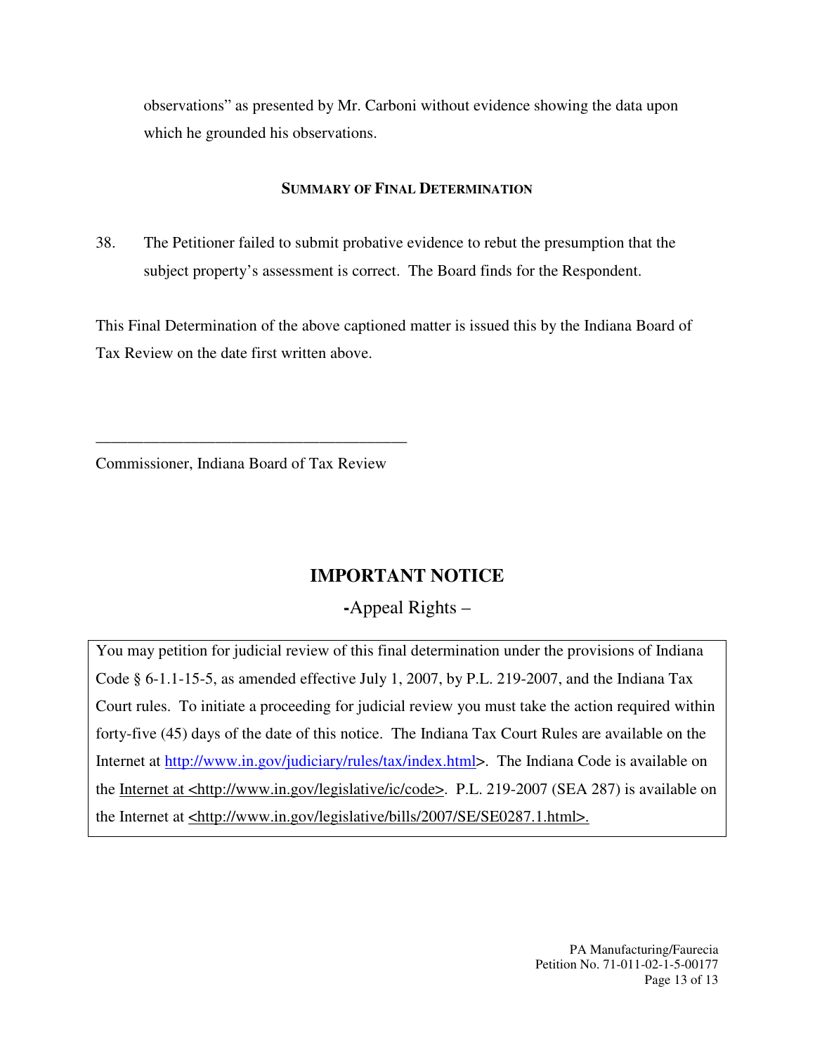observations" as presented by Mr. Carboni without evidence showing the data upon which he grounded his observations.

### SUMMARY OF FINAL DETERMINATION

38. The Petitioner failed to submit probative evidence to rebut the presumption that the subject property's assessment is correct. The Board finds for the Respondent.

This Final Determination of the above captioned matter is issued this by the Indiana Board of Tax Review on the date first written above.

\_\_\_\_\_\_\_\_\_\_\_\_\_\_\_\_\_\_\_\_\_\_\_\_\_\_\_\_\_\_\_\_\_\_\_\_\_\_\_\_

Commissioner, Indiana Board of Tax Review

## IMPORTANT NOTICE

**-**Appeal Rights –

You may petition for judicial review of this final determination under the provisions of Indiana Code § 6-1.1-15-5, as amended effective July 1, 2007, by P.L. 219-2007, and the Indiana Tax Court rules. To initiate a proceeding for judicial review you must take the action required within forty-five (45) days of the date of this notice. The Indiana Tax Court Rules are available on the Internet at http://www.in.gov/judiciary/rules/tax/index.html>. The Indiana Code is available on the Internet at <http://www.in.gov/legislative/ic/code>. P.L. 219-2007 (SEA 287) is available on the Internet at <http://www.in.gov/legislative/bills/2007/SE/SE0287.1.html>.